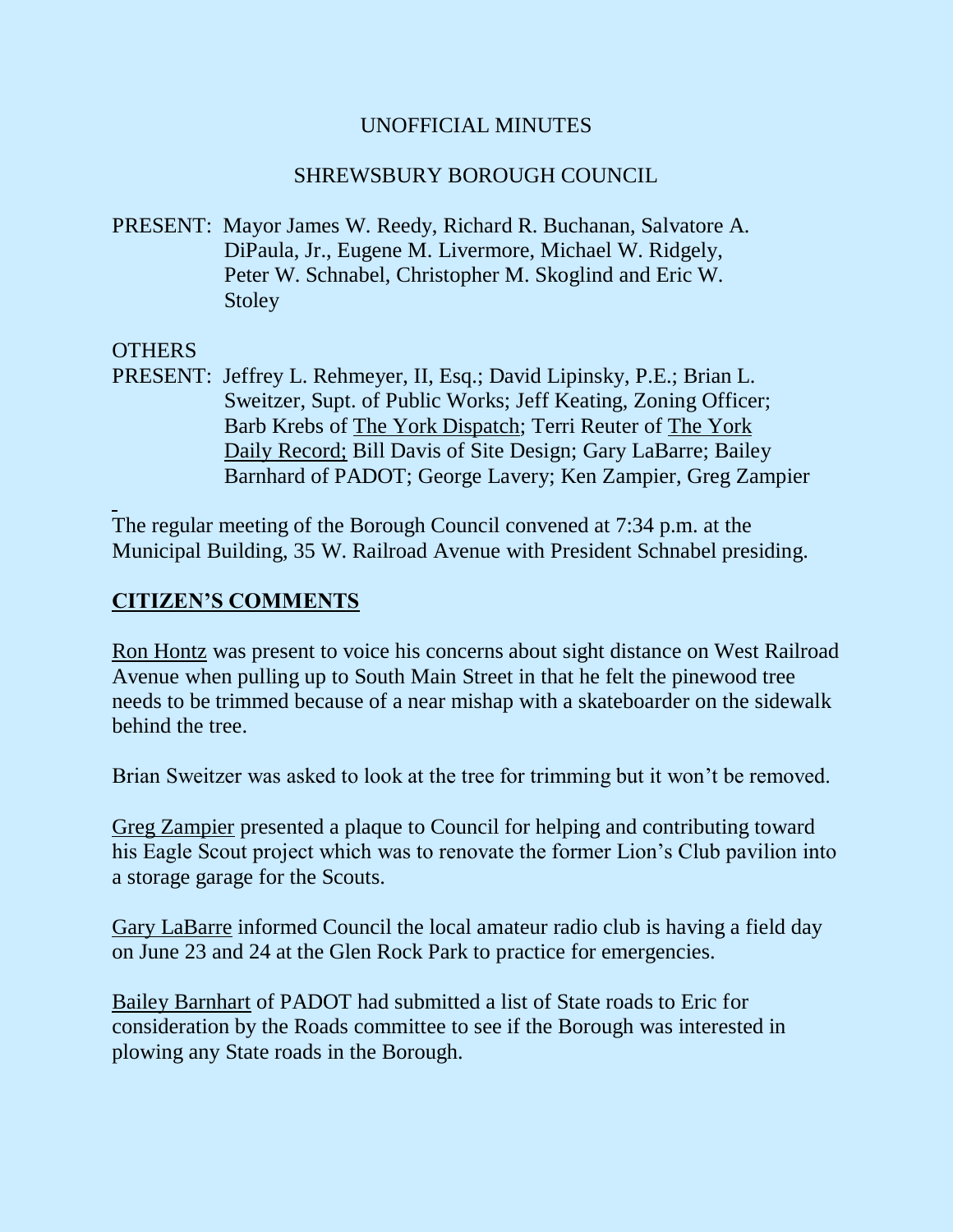UNOFFICIAL MINUTES

SHREWSBURY BOROUGH COUNCIL

PRESENT: Mayor James W. Reedy, Richard R. Buchanan, Salvatore A. DiPaula, Jr., Eugene M. Livermore, Michael W. Ridgely, Peter W. Schnabel, Christopher M. Skoglind and Eric W. Stoley

OTHERS PRESENT: Jeffrey L. Rehmeyer, II, Esq.; David Lipinsky, P.E.; Brian L. Sweitzer, Supt. of Public Works; Jeff Keating, Zoning Officer; Barb Krebs of The York Dispatch; Terri Reuter of The York Daily Record; Bill Davis of Site Design; Gary LaBarre; Bailey Barnhard of PADOT; George Lavery; Ken Zampier, Greg Zampier

The regular meeting of the Borough Council convened at 7:34 p.m. at the Municipal Building, 35 W. Railroad Avenue with President Schnabel presiding.

## CITIZEN'S COMMENTS

Ron Hontz was present to voice his concerns about sight distance on West Railroad Avenue when pulling up to South Main Street in that he felt the pinewood tree needs to be trimmed because of a near mishap with a skateboarder on the sidewalk behind the tree.

Brian Sweitzer was asked to look at the tree for trimming but it won't be removed.

Greg Zampier presented a plaque to Council for helping and contributing toward his Eagle Scout project which was to renovate the former Lion's Club pavilion into a storage garage for the Scouts.

Gary LaBarre informed Council the local amateur radio club is having a field day on June 23 and 24 at the Glen Rock Park to practice for emergencies.

Bailey Barnhart of PADOT had submitted a list of State roads to Eric for consideration by the Roads committee to see if the Borough was interested in plowing any State roads in the Borough.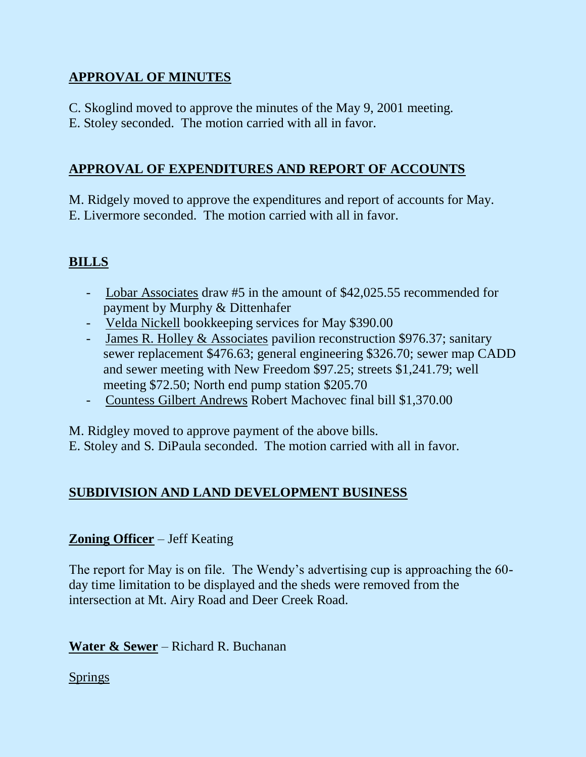## APPROVAL OF MINUTES

C. Skoglind moved to approve the minutes of the May 9, 2001 meeting.
E. Stoley seconded. The motion carried with all in favor.

## APPROVAL OF EXPENDITURES AND REPORT OF ACCOUNTS

M. Ridgely moved to approve the expenditures and report of accounts for May.
E. Livermore seconded. The motion carried with all in favor.

## BILLS

- Lobar Associates draw #5 in the amount of $42,025.55 recommended for payment by Murphy & Dittenhafer
- Velda Nickell bookkeeping services for May $390.00
- James R. Holley & Associates pavilion reconstruction $976.37; sanitary sewer replacement $476.63; general engineering $326.70; sewer map CADD and sewer meeting with New Freedom $97.25; streets $1,241.79; well meeting $72.50; North end pump station $205.70
- Countess Gilbert Andrews Robert Machovec final bill $1,370.00

M. Ridgley moved to approve payment of the above bills.
E. Stoley and S. DiPaula seconded. The motion carried with all in favor.

## SUBDIVISION AND LAND DEVELOPMENT BUSINESS

**Zoning Officer** – Jeff Keating

The report for May is on file. The Wendy's advertising cup is approaching the 60-day time limitation to be displayed and the sheds were removed from the intersection at Mt. Airy Road and Deer Creek Road.

**Water & Sewer** – Richard R. Buchanan

Springs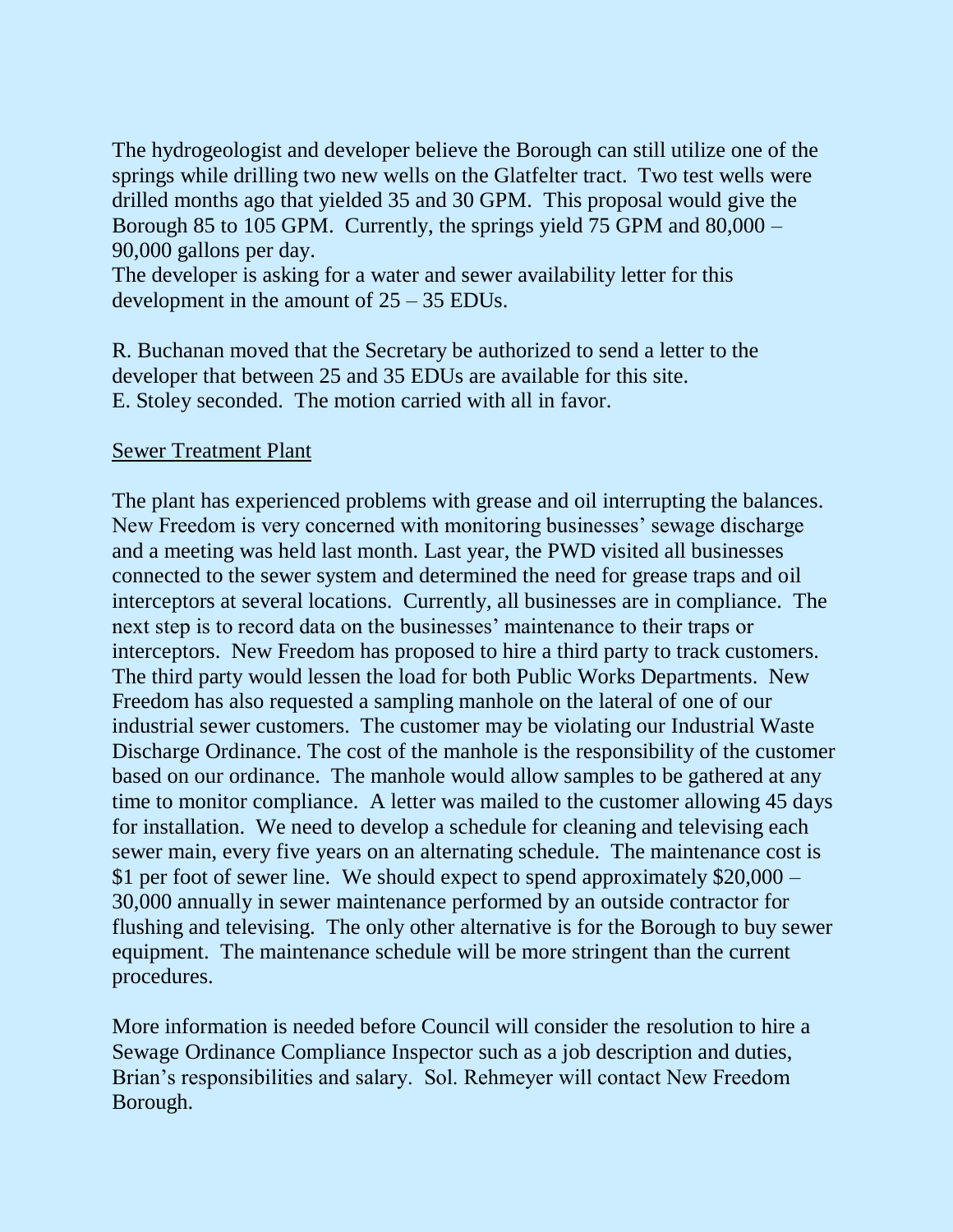The hydrogeologist and developer believe the Borough can still utilize one of the springs while drilling two new wells on the Glatfelter tract. Two test wells were drilled months ago that yielded 35 and 30 GPM. This proposal would give the Borough 85 to 105 GPM. Currently, the springs yield 75 GPM and 80,000 – 90,000 gallons per day.
The developer is asking for a water and sewer availability letter for this development in the amount of 25 – 35 EDUs.

R. Buchanan moved that the Secretary be authorized to send a letter to the developer that between 25 and 35 EDUs are available for this site.
E. Stoley seconded. The motion carried with all in favor.

<u>Sewer Treatment Plant</u>

The plant has experienced problems with grease and oil interrupting the balances. New Freedom is very concerned with monitoring businesses' sewage discharge and a meeting was held last month. Last year, the PWD visited all businesses connected to the sewer system and determined the need for grease traps and oil interceptors at several locations. Currently, all businesses are in compliance. The next step is to record data on the businesses' maintenance to their traps or interceptors. New Freedom has proposed to hire a third party to track customers. The third party would lessen the load for both Public Works Departments. New Freedom has also requested a sampling manhole on the lateral of one of our industrial sewer customers. The customer may be violating our Industrial Waste Discharge Ordinance. The cost of the manhole is the responsibility of the customer based on our ordinance. The manhole would allow samples to be gathered at any time to monitor compliance. A letter was mailed to the customer allowing 45 days for installation. We need to develop a schedule for cleaning and televising each sewer main, every five years on an alternating schedule. The maintenance cost is $1 per foot of sewer line. We should expect to spend approximately $20,000 – 30,000 annually in sewer maintenance performed by an outside contractor for flushing and televising. The only other alternative is for the Borough to buy sewer equipment. The maintenance schedule will be more stringent than the current procedures.

More information is needed before Council will consider the resolution to hire a Sewage Ordinance Compliance Inspector such as a job description and duties, Brian's responsibilities and salary. Sol. Rehmeyer will contact New Freedom Borough.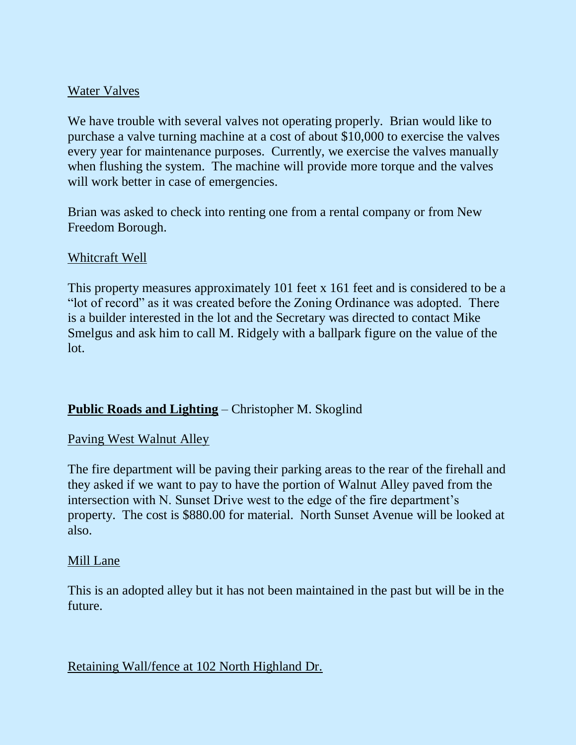Water Valves

We have trouble with several valves not operating properly. Brian would like to purchase a valve turning machine at a cost of about $10,000 to exercise the valves every year for maintenance purposes. Currently, we exercise the valves manually when flushing the system. The machine will provide more torque and the valves will work better in case of emergencies.

Brian was asked to check into renting one from a rental company or from New Freedom Borough.

Whitcraft Well

This property measures approximately 101 feet x 161 feet and is considered to be a "lot of record" as it was created before the Zoning Ordinance was adopted. There is a builder interested in the lot and the Secretary was directed to contact Mike Smelgus and ask him to call M. Ridgely with a ballpark figure on the value of the lot.

**Public Roads and Lighting** – Christopher M. Skoglind

Paving West Walnut Alley

The fire department will be paving their parking areas to the rear of the firehall and they asked if we want to pay to have the portion of Walnut Alley paved from the intersection with N. Sunset Drive west to the edge of the fire department's property. The cost is $880.00 for material. North Sunset Avenue will be looked at also.

Mill Lane

This is an adopted alley but it has not been maintained in the past but will be in the future.

Retaining Wall/fence at 102 North Highland Dr.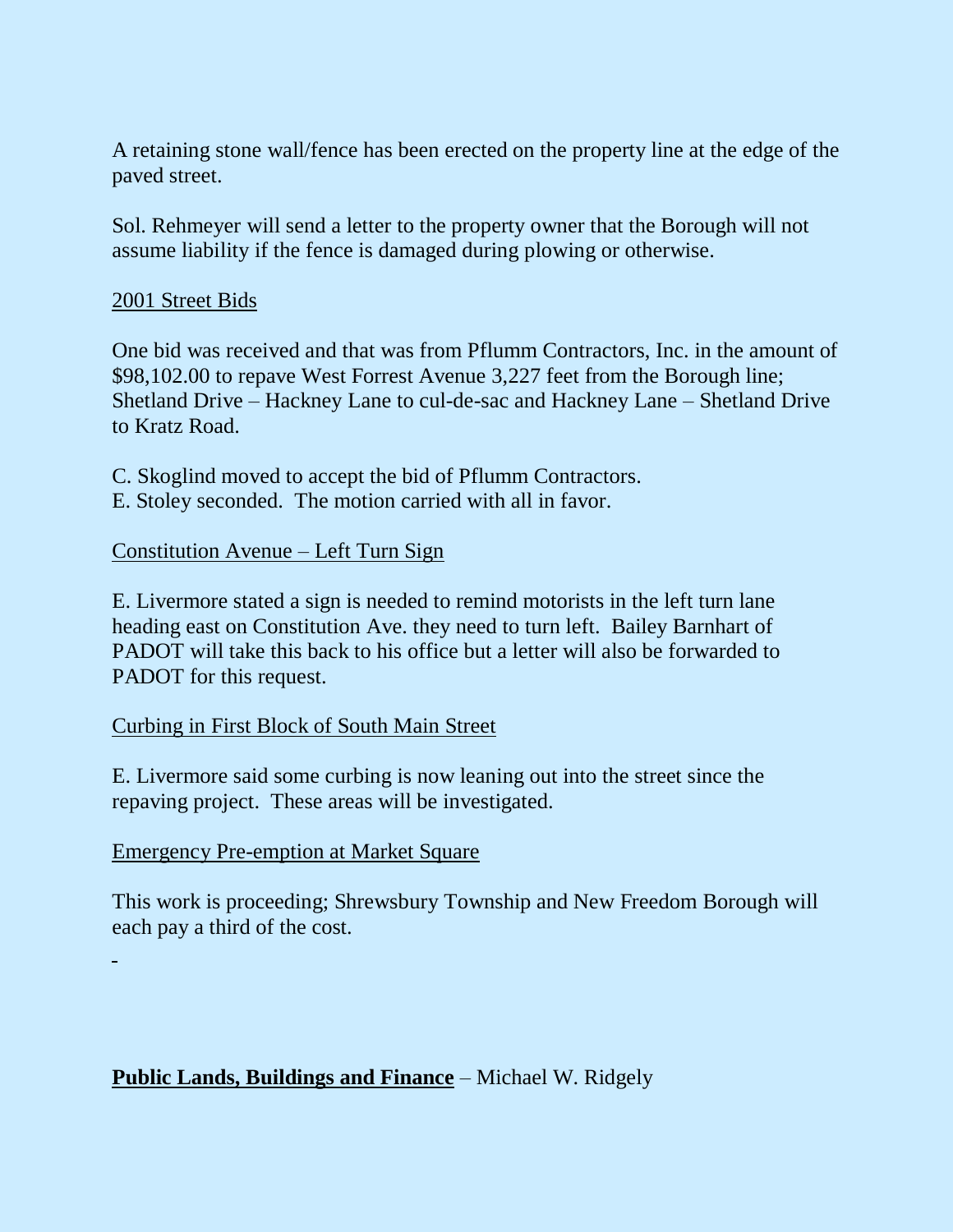A retaining stone wall/fence has been erected on the property line at the edge of the paved street.

Sol. Rehmeyer will send a letter to the property owner that the Borough will not assume liability if the fence is damaged during plowing or otherwise.

2001 Street Bids

One bid was received and that was from Pflumm Contractors, Inc. in the amount of $98,102.00 to repave West Forrest Avenue 3,227 feet from the Borough line; Shetland Drive – Hackney Lane to cul-de-sac and Hackney Lane – Shetland Drive to Kratz Road.

C. Skoglind moved to accept the bid of Pflumm Contractors.
E. Stoley seconded. The motion carried with all in favor.

Constitution Avenue – Left Turn Sign

E. Livermore stated a sign is needed to remind motorists in the left turn lane heading east on Constitution Ave. they need to turn left. Bailey Barnhart of PADOT will take this back to his office but a letter will also be forwarded to PADOT for this request.

Curbing in First Block of South Main Street

E. Livermore said some curbing is now leaning out into the street since the repaving project. These areas will be investigated.

Emergency Pre-emption at Market Square

This work is proceeding; Shrewsbury Township and New Freedom Borough will each pay a third of the cost.

**Public Lands, Buildings and Finance** – Michael W. Ridgely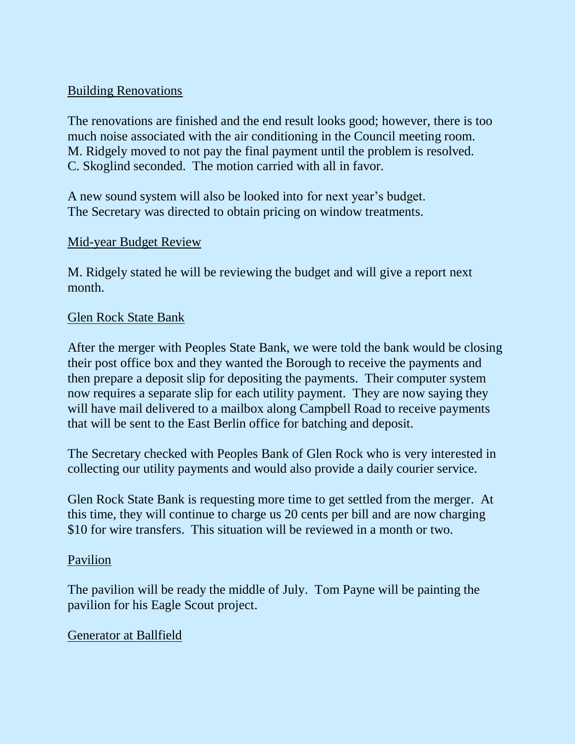Building Renovations

The renovations are finished and the end result looks good; however, there is too much noise associated with the air conditioning in the Council meeting room. M. Ridgely moved to not pay the final payment until the problem is resolved. C. Skoglind seconded. The motion carried with all in favor.

A new sound system will also be looked into for next year's budget. The Secretary was directed to obtain pricing on window treatments.

Mid-year Budget Review

M. Ridgely stated he will be reviewing the budget and will give a report next month.

Glen Rock State Bank

After the merger with Peoples State Bank, we were told the bank would be closing their post office box and they wanted the Borough to receive the payments and then prepare a deposit slip for depositing the payments. Their computer system now requires a separate slip for each utility payment. They are now saying they will have mail delivered to a mailbox along Campbell Road to receive payments that will be sent to the East Berlin office for batching and deposit.

The Secretary checked with Peoples Bank of Glen Rock who is very interested in collecting our utility payments and would also provide a daily courier service.

Glen Rock State Bank is requesting more time to get settled from the merger. At this time, they will continue to charge us 20 cents per bill and are now charging $10 for wire transfers. This situation will be reviewed in a month or two.

Pavilion

The pavilion will be ready the middle of July. Tom Payne will be painting the pavilion for his Eagle Scout project.

Generator at Ballfield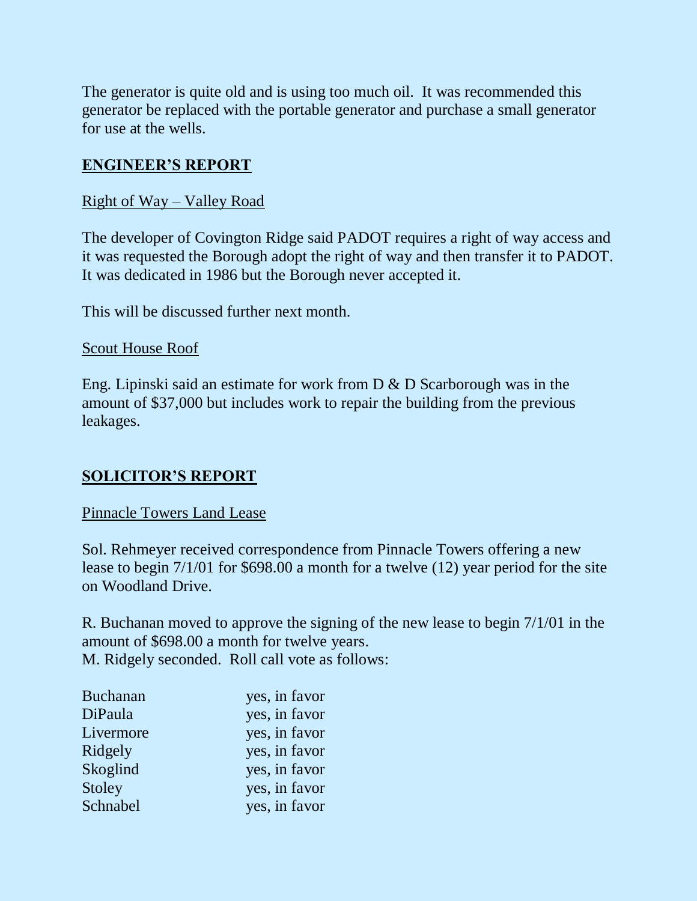The generator is quite old and is using too much oil. It was recommended this generator be replaced with the portable generator and purchase a small generator for use at the wells.

## ENGINEER'S REPORT

### Right of Way – Valley Road

The developer of Covington Ridge said PADOT requires a right of way access and it was requested the Borough adopt the right of way and then transfer it to PADOT. It was dedicated in 1986 but the Borough never accepted it.

This will be discussed further next month.

### Scout House Roof

Eng. Lipinski said an estimate for work from D & D Scarborough was in the amount of $37,000 but includes work to repair the building from the previous leakages.

## SOLICITOR'S REPORT

### Pinnacle Towers Land Lease

Sol. Rehmeyer received correspondence from Pinnacle Towers offering a new lease to begin 7/1/01 for $698.00 a month for a twelve (12) year period for the site on Woodland Drive.

R. Buchanan moved to approve the signing of the new lease to begin 7/1/01 in the amount of $698.00 a month for twelve years.
M. Ridgely seconded. Roll call vote as follows:

| | |
|---|---|
| Buchanan | yes, in favor |
| DiPaula | yes, in favor |
| Livermore | yes, in favor |
| Ridgely | yes, in favor |
| Skoglind | yes, in favor |
| Stoley | yes, in favor |
| Schnabel | yes, in favor |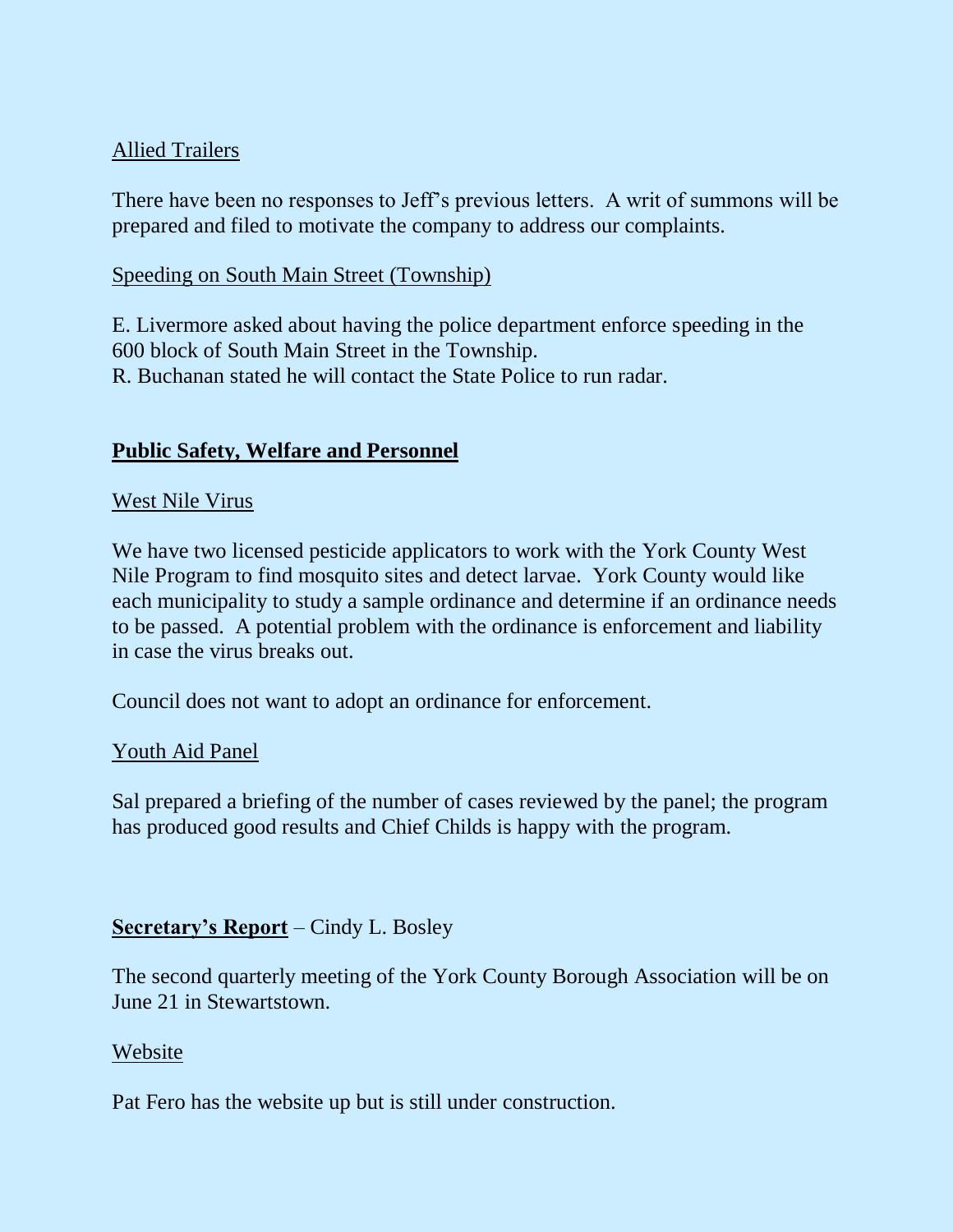Allied Trailers

There have been no responses to Jeff's previous letters. A writ of summons will be prepared and filed to motivate the company to address our complaints.

Speeding on South Main Street (Township)

E. Livermore asked about having the police department enforce speeding in the 600 block of South Main Street in the Township.
R. Buchanan stated he will contact the State Police to run radar.

## **Public Safety, Welfare and Personnel**

West Nile Virus

We have two licensed pesticide applicators to work with the York County West Nile Program to find mosquito sites and detect larvae. York County would like each municipality to study a sample ordinance and determine if an ordinance needs to be passed. A potential problem with the ordinance is enforcement and liability in case the virus breaks out.

Council does not want to adopt an ordinance for enforcement.

Youth Aid Panel

Sal prepared a briefing of the number of cases reviewed by the panel; the program has produced good results and Chief Childs is happy with the program.

**Secretary's Report** – Cindy L. Bosley

The second quarterly meeting of the York County Borough Association will be on June 21 in Stewartstown.

Website

Pat Fero has the website up but is still under construction.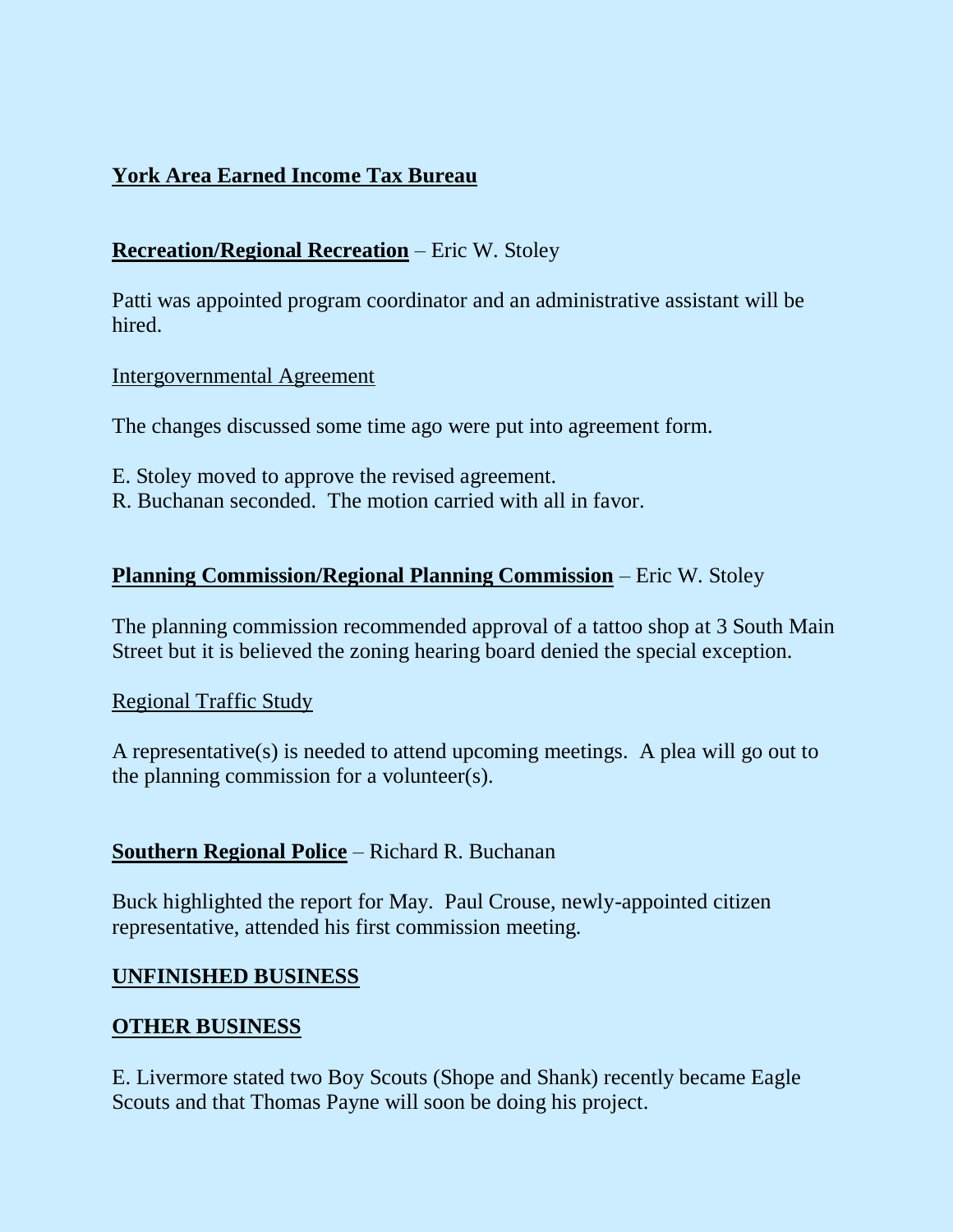**York Area Earned Income Tax Bureau**

**Recreation/Regional Recreation** – Eric W. Stoley

Patti was appointed program coordinator and an administrative assistant will be hired.

Intergovernmental Agreement

The changes discussed some time ago were put into agreement form.

E. Stoley moved to approve the revised agreement.
R. Buchanan seconded. The motion carried with all in favor.

**Planning Commission/Regional Planning Commission** – Eric W. Stoley

The planning commission recommended approval of a tattoo shop at 3 South Main Street but it is believed the zoning hearing board denied the special exception.

Regional Traffic Study

A representative(s) is needed to attend upcoming meetings. A plea will go out to the planning commission for a volunteer(s).

**Southern Regional Police** – Richard R. Buchanan

Buck highlighted the report for May. Paul Crouse, newly-appointed citizen representative, attended his first commission meeting.

**UNFINISHED BUSINESS**

**OTHER BUSINESS**

E. Livermore stated two Boy Scouts (Shope and Shank) recently became Eagle Scouts and that Thomas Payne will soon be doing his project.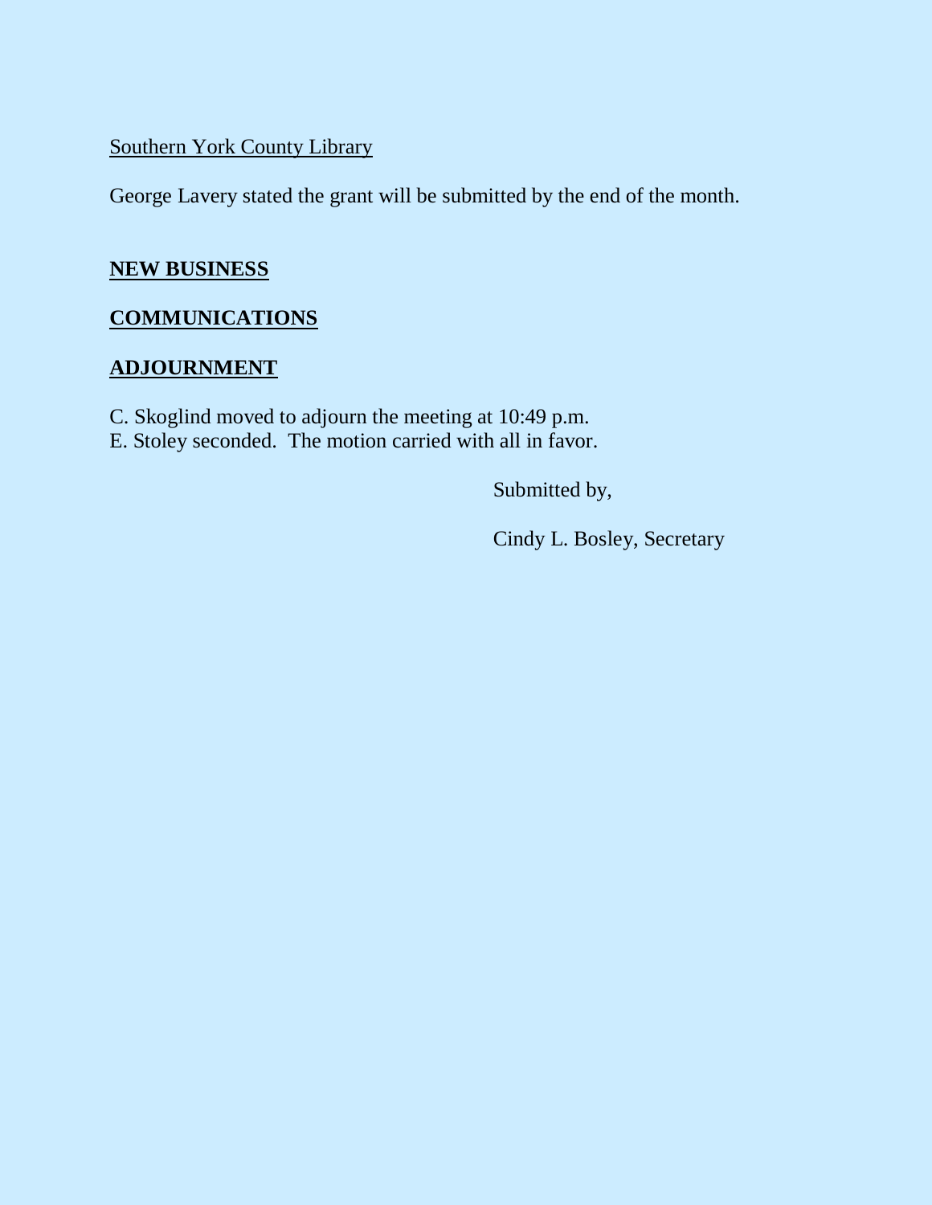Southern York County Library

George Lavery stated the grant will be submitted by the end of the month.

## NEW BUSINESS

## COMMUNICATIONS

## ADJOURNMENT

C. Skoglind moved to adjourn the meeting at 10:49 p.m.
E. Stoley seconded. The motion carried with all in favor.

Submitted by,

Cindy L. Bosley, Secretary